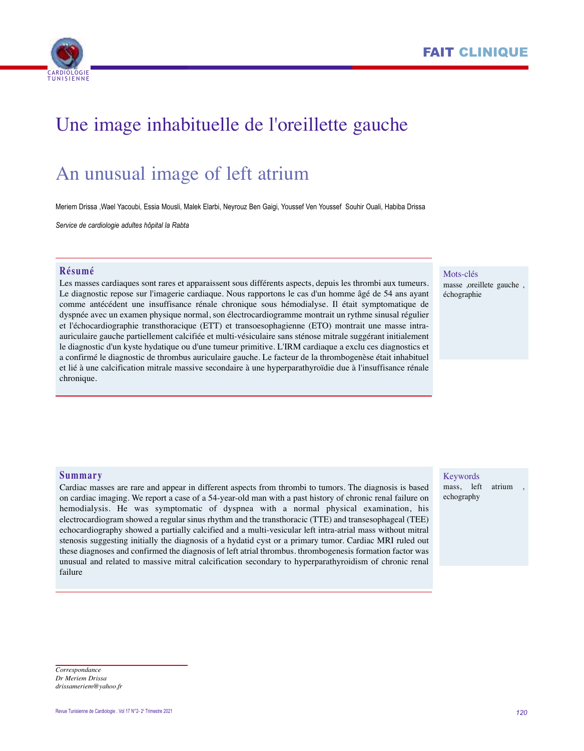FAIT CLINIQUE

# Une image inhabituelle de l'oreillette gauche

# An unusual image of left atrium

Meriem Drissa ,Wael Yacoubi, Essia Mousli, Malek Elarbi, Neyrouz Ben Gaigi, Youssef Ven Youssef Souhir Ouali, Habiba Drissa

*Service de cardiologie adultes hôpital la Rabta*

## Résumé

Les masses cardiaques sont rares et apparaissent sous différents aspects, depuis les thrombi aux tumeurs. Le diagnostic repose sur l'imagerie cardiaque. Nous rapportons le cas d'un homme âgé de 54 ans ayant comme antécédent une insuffisance rénale chronique sous hémodialyse. Il était symptomatique de dyspnée avec un examen physique normal, son électrocardiogramme montrait un rythme sinusal régulier et l'échocardiographie transthoracique (ETT) et transoesophagienne (ETO) montrait une masse intra-auriculaire gauche partiellement calcifiée et multi-vésiculaire sans sténose mitrale suggérant initialement le diagnostic d'un kyste hydatique ou d'une tumeur primitive. L'IRM cardiaque a exclu ces diagnostics et a confirmé le diagnostic de thrombus auriculaire gauche. Le facteur de la thrombogenèse était inhabituel et lié à une calcification mitrale massive secondaire à une hyperparathyroïdie due à l'insuffisance rénale chronique.

**Mots-clés**
masse ,oreillete gauche , échographie

## Summary

Cardiac masses are rare and appear in different aspects from thrombi to tumors. The diagnosis is based on cardiac imaging. We report a case of a 54-year-old man with a past history of chronic renal failure on hemodialysis. He was symptomatic of dyspnea with a normal physical examination, his electrocardiogram showed a regular sinus rhythm and the transthoracic (TTE) and transesophageal (TEE) echocardiography showed a partially calcified and a multi-vesicular left intra-atrial mass without mitral stenosis suggesting initially the diagnosis of a hydatid cyst or a primary tumor. Cardiac MRI ruled out these diagnoses and confirmed the diagnosis of left atrial thrombus. thrombogenesis formation factor was unusual and related to massive mitral calcification secondary to hyperparathyroidism of chronic renal failure

**Keywords**
mass, left atrium , echography

*Correspondance*
*Dr Meriem Drissa*
*drissameriem@yahoo.fr*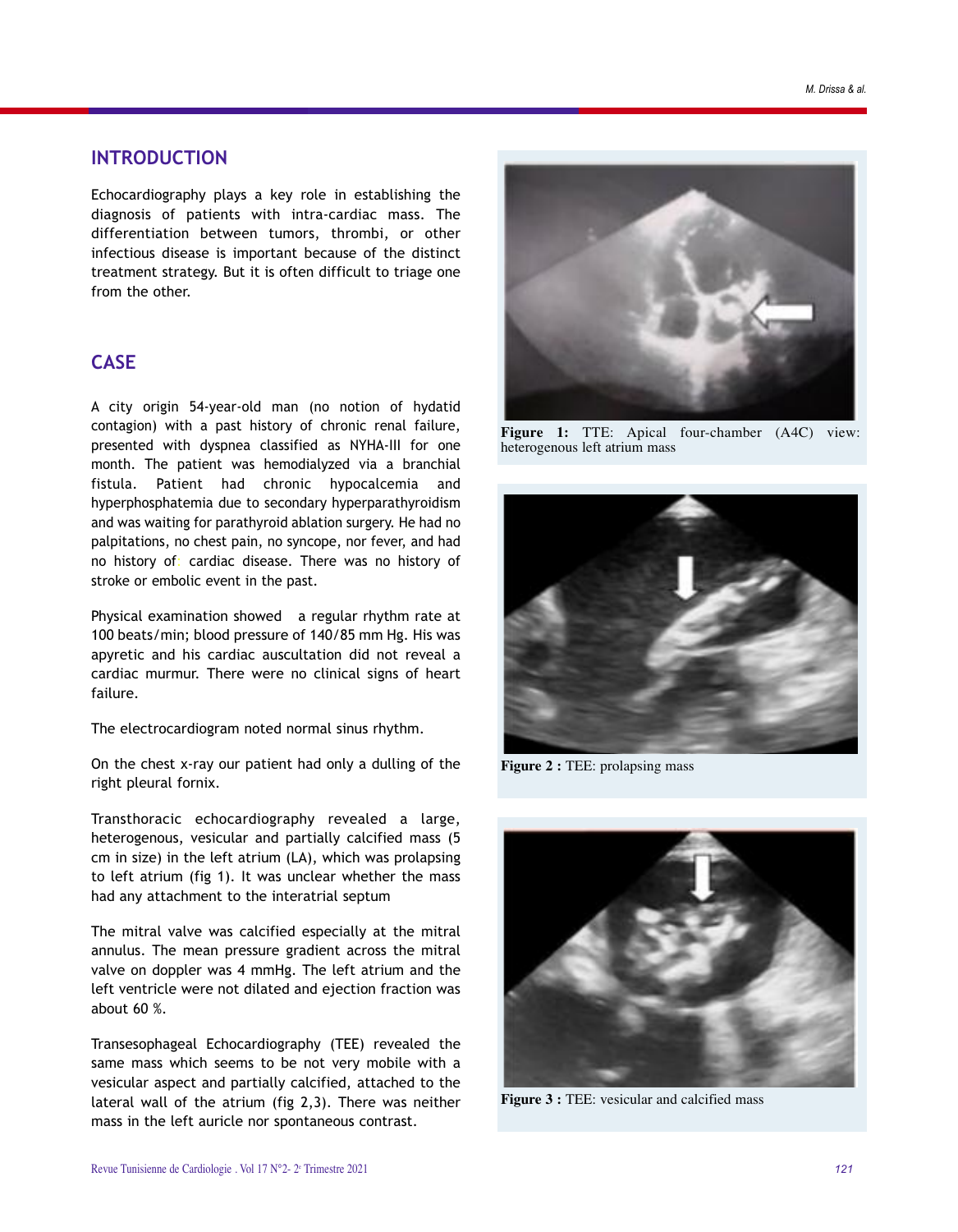## INTRODUCTION

Echocardiography plays a key role in establishing the diagnosis of patients with intra-cardiac mass. The differentiation between tumors, thrombi, or other infectious disease is important because of the distinct treatment strategy. But it is often difficult to triage one from the other.

## CASE

A city origin 54-year-old man (no notion of hydatid contagion) with a past history of chronic renal failure, presented with dyspnea classified as NYHA-III for one month. The patient was hemodialyzed via a branchial fistula. Patient had chronic hypocalcemia and hyperphosphatemia due to secondary hyperparathyroidism and was waiting for parathyroid ablation surgery. He had no palpitations, no chest pain, no syncope, nor fever, and had no history of cardiac disease. There was no history of stroke or embolic event in the past.

Physical examination showed a regular rhythm rate at 100 beats/min; blood pressure of 140/85 mm Hg. His was apyretic and his cardiac auscultation did not reveal a cardiac murmur. There were no clinical signs of heart failure.

The electrocardiogram noted normal sinus rhythm.

On the chest x-ray our patient had only a dulling of the right pleural fornix.

Transthoracic echocardiography revealed a large, heterogenous, vesicular and partially calcified mass (5 cm in size) in the left atrium (LA), which was prolapsing to left atrium (fig 1). It was unclear whether the mass had any attachment to the interatrial septum

The mitral valve was calcified especially at the mitral annulus. The mean pressure gradient across the mitral valve on doppler was 4 mmHg. The left atrium and the left ventricle were not dilated and ejection fraction was about 60 %.

Transesophageal Echocardiography (TEE) revealed the same mass which seems to be not very mobile with a vesicular aspect and partially calcified, attached to the lateral wall of the atrium (fig 2,3). There was neither mass in the left auricle nor spontaneous contrast.

**Figure 1:** TTE: Apical four-chamber (A4C) view: heterogenous left atrium mass

**Figure 2 :** TEE: prolapsing mass

**Figure 3 :** TEE: vesicular and calcified mass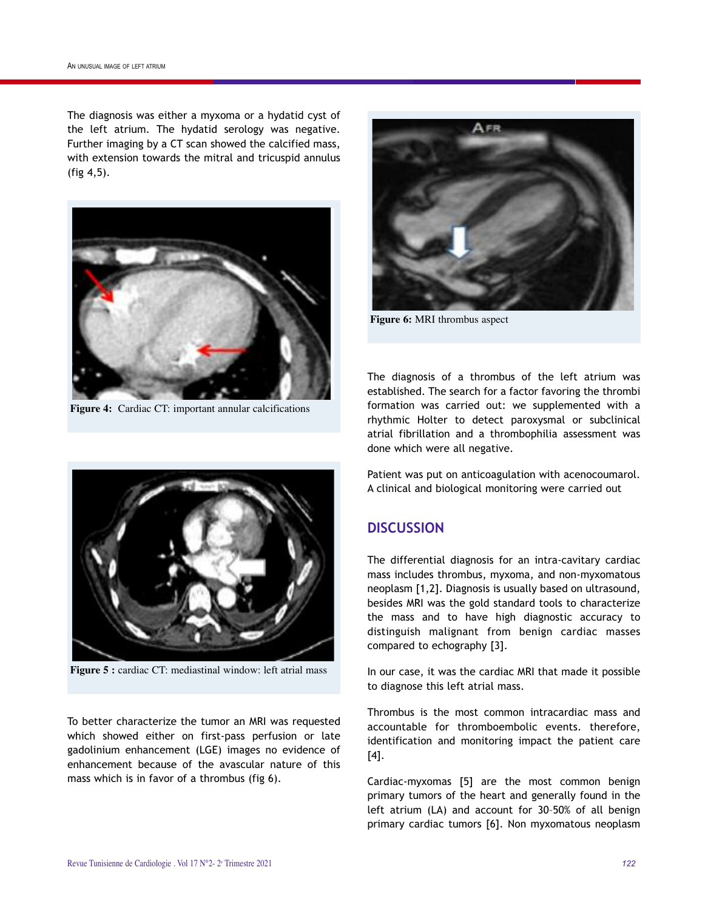The diagnosis was either a myxoma or a hydatid cyst of the left atrium. The hydatid serology was negative. Further imaging by a CT scan showed the calcified mass, with extension towards the mitral and tricuspid annulus (fig 4,5).

**Figure 4:** Cardiac CT: important annular calcifications

**Figure 5 :** cardiac CT: mediastinal window: left atrial mass

To better characterize the tumor an MRI was requested which showed either on first-pass perfusion or late gadolinium enhancement (LGE) images no evidence of enhancement because of the avascular nature of this mass which is in favor of a thrombus (fig 6).

**Figure 6:** MRI thrombus aspect

The diagnosis of a thrombus of the left atrium was established. The search for a factor favoring the thrombi formation was carried out: we supplemented with a rhythmic Holter to detect paroxysmal or subclinical atrial fibrillation and a thrombophilia assessment was done which were all negative.

Patient was put on anticoagulation with acenocoumarol. A clinical and biological monitoring were carried out

## DISCUSSION

The differential diagnosis for an intra-cavitary cardiac mass includes thrombus, myxoma, and non-myxomatous neoplasm [1,2]. Diagnosis is usually based on ultrasound, besides MRI was the gold standard tools to characterize the mass and to have high diagnostic accuracy to distinguish malignant from benign cardiac masses compared to echography [3].

In our case, it was the cardiac MRI that made it possible to diagnose this left atrial mass.

Thrombus is the most common intracardiac mass and accountable for thromboembolic events. therefore, identification and monitoring impact the patient care [4].

Cardiac-myxomas [5] are the most common benign primary tumors of the heart and generally found in the left atrium (LA) and account for 30–50% of all benign primary cardiac tumors [6]. Non myxomatous neoplasm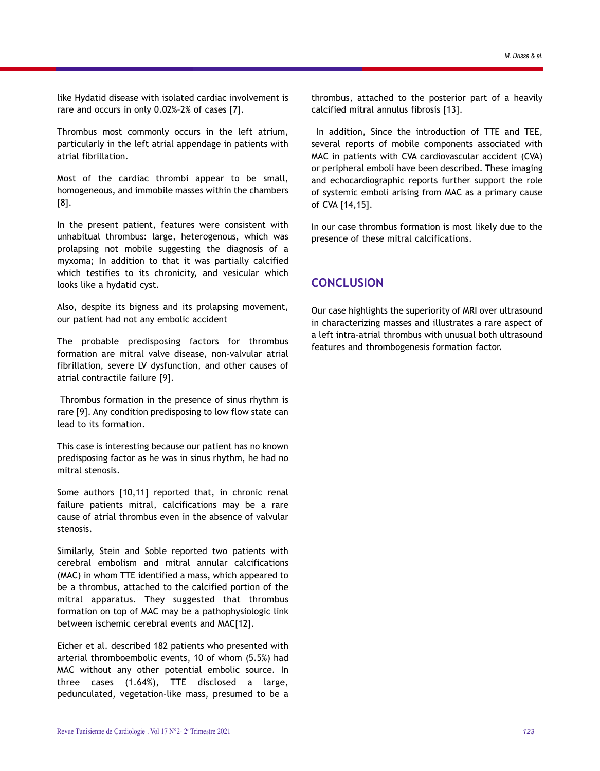like Hydatid disease with isolated cardiac involvement is rare and occurs in only 0.02%–2% of cases [7].

Thrombus most commonly occurs in the left atrium, particularly in the left atrial appendage in patients with atrial fibrillation.

Most of the cardiac thrombi appear to be small, homogeneous, and immobile masses within the chambers [8].

In the present patient, features were consistent with unhabitual thrombus: large, heterogenous, which was prolapsing not mobile suggesting the diagnosis of a myxoma; In addition to that it was partially calcified which testifies to its chronicity, and vesicular which looks like a hydatid cyst.

Also, despite its bigness and its prolapsing movement, our patient had not any embolic accident

The probable predisposing factors for thrombus formation are mitral valve disease, non-valvular atrial fibrillation, severe LV dysfunction, and other causes of atrial contractile failure [9].

Thrombus formation in the presence of sinus rhythm is rare [9]. Any condition predisposing to low flow state can lead to its formation.

This case is interesting because our patient has no known predisposing factor as he was in sinus rhythm, he had no mitral stenosis.

Some authors [10,11] reported that, in chronic renal failure patients mitral, calcifications may be a rare cause of atrial thrombus even in the absence of valvular stenosis.

Similarly, Stein and Soble reported two patients with cerebral embolism and mitral annular calcifications (MAC) in whom TTE identified a mass, which appeared to be a thrombus, attached to the calcified portion of the mitral apparatus. They suggested that thrombus formation on top of MAC may be a pathophysiologic link between ischemic cerebral events and MAC[12].

Eicher et al. described 182 patients who presented with arterial thromboembolic events, 10 of whom (5.5%) had MAC without any other potential embolic source. In three cases (1.64%), TTE disclosed a large, pedunculated, vegetation-like mass, presumed to be a thrombus, attached to the posterior part of a heavily calcified mitral annulus fibrosis [13].

In addition, Since the introduction of TTE and TEE, several reports of mobile components associated with MAC in patients with CVA cardiovascular accident (CVA) or peripheral emboli have been described. These imaging and echocardiographic reports further support the role of systemic emboli arising from MAC as a primary cause of CVA [14,15].

In our case thrombus formation is most likely due to the presence of these mitral calcifications.

## CONCLUSION

Our case highlights the superiority of MRI over ultrasound in characterizing masses and illustrates a rare aspect of a left intra-atrial thrombus with unusual both ultrasound features and thrombogenesis formation factor.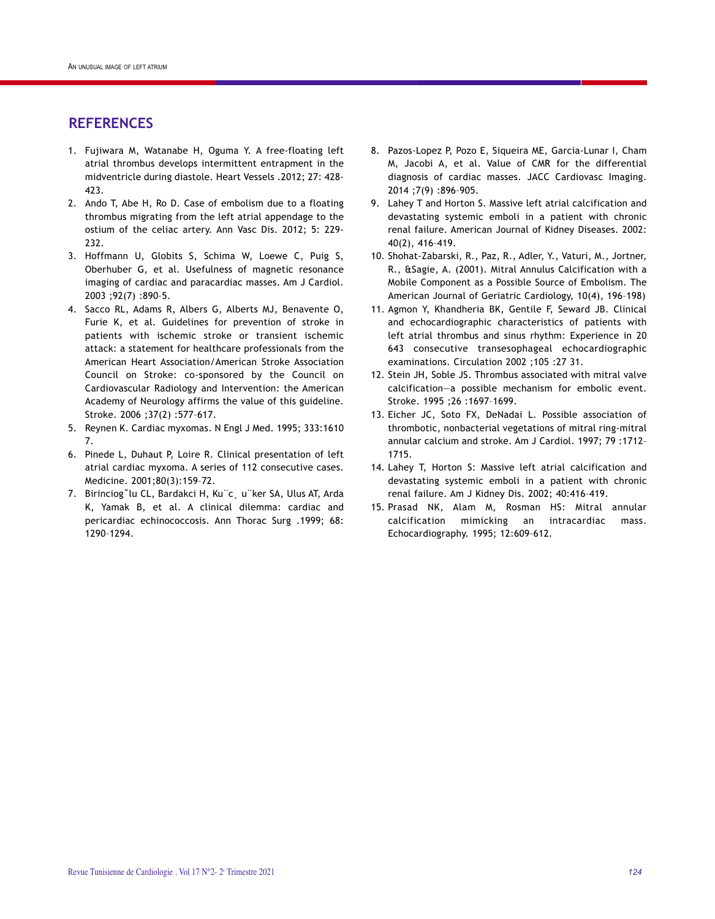## REFERENCES

1. Fujiwara M, Watanabe H, Oguma Y. A free-floating left atrial thrombus develops intermittent entrapment in the midventricle during diastole. Heart Vessels .2012; 27: 428-423.
2. Ando T, Abe H, Ro D. Case of embolism due to a floating thrombus migrating from the left atrial appendage to the ostium of the celiac artery. Ann Vasc Dis. 2012; 5: 229-232.
3. Hoffmann U, Globits S, Schima W, Loewe C, Puig S, Oberhuber G, et al. Usefulness of magnetic resonance imaging of cardiac and paracardiac masses. Am J Cardiol. 2003 ;92(7) :890–5.
4. Sacco RL, Adams R, Albers G, Alberts MJ, Benavente O, Furie K, et al. Guidelines for prevention of stroke in patients with ischemic stroke or transient ischemic attack: a statement for healthcare professionals from the American Heart Association/American Stroke Association Council on Stroke: co-sponsored by the Council on Cardiovascular Radiology and Intervention: the American Academy of Neurology affirms the value of this guideline. Stroke. 2006 ;37(2) :577–617.
5. Reynen K. Cardiac myxomas. N Engl J Med. 1995; 333:1610 7.
6. Pinede L, Duhaut P, Loire R. Clinical presentation of left atrial cardiac myxoma. A series of 112 consecutive cases. Medicine. 2001;80(3):159–72.
7. Birinciog˘lu CL, Bardakci H, Ku¨c¸ u¨ker SA, Ulus AT, Arda K, Yamak B, et al. A clinical dilemma: cardiac and pericardiac echinococcosis. Ann Thorac Surg .1999; 68: 1290–1294.
8. Pazos-Lopez P, Pozo E, Siqueira ME, Garcia-Lunar I, Cham M, Jacobi A, et al. Value of CMR for the differential diagnosis of cardiac masses. JACC Cardiovasc Imaging. 2014 ;7(9) :896–905.
9. Lahey T and Horton S. Massive left atrial calcification and devastating systemic emboli in a patient with chronic renal failure. American Journal of Kidney Diseases. 2002: 40(2), 416–419.
10. Shohat-Zabarski, R., Paz, R., Adler, Y., Vaturi, M., Jortner, R., &Sagie, A. (2001). Mitral Annulus Calcification with a Mobile Component as a Possible Source of Embolism. The American Journal of Geriatric Cardiology, 10(4), 196–198)
11. Agmon Y, Khandheria BK, Gentile F, Seward JB. Clinical and echocardiographic characteristics of patients with left atrial thrombus and sinus rhythm: Experience in 20 643 consecutive transesophageal echocardiographic examinations. Circulation 2002 ;105 :27 31.
12. Stein JH, Soble JS. Thrombus associated with mitral valve calcification—a possible mechanism for embolic event. Stroke. 1995 ;26 :1697–1699.
13. Eicher JC, Soto FX, DeNadai L. Possible association of thrombotic, nonbacterial vegetations of mitral ring-mitral annular calcium and stroke. Am J Cardiol. 1997; 79 :1712–1715.
14. Lahey T, Horton S: Massive left atrial calcification and devastating systemic emboli in a patient with chronic renal failure. Am J Kidney Dis. 2002; 40:416–419.
15. Prasad NK, Alam M, Rosman HS: Mitral annular calcification mimicking an intracardiac mass. Echocardiography. 1995; 12:609–612.